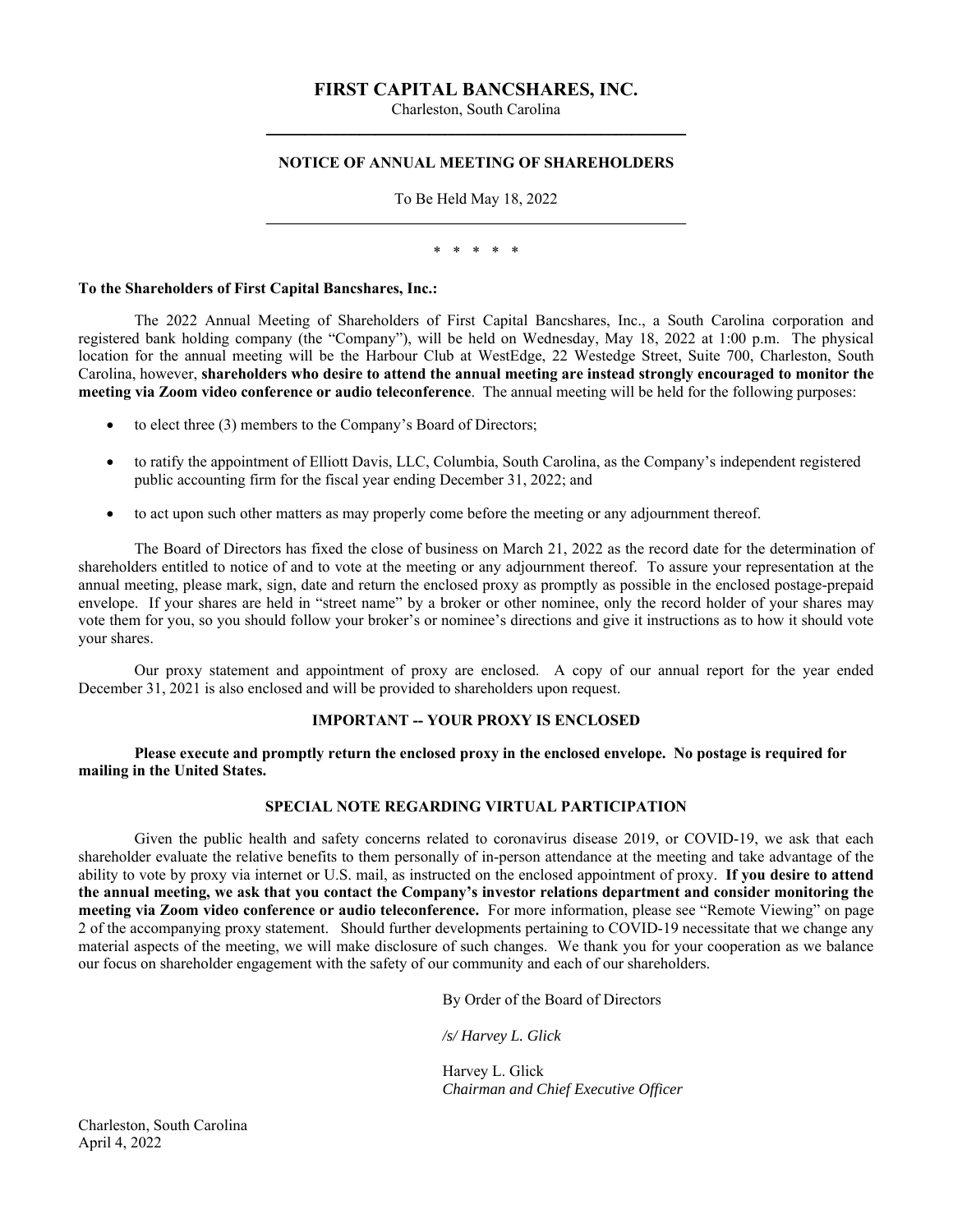# FIRST CAPITAL BANCSHARES, INC.

Charleston, South Carolina

---

## NOTICE OF ANNUAL MEETING OF SHAREHOLDERS

To Be Held May 18, 2022

---

\* \* \* \* \*

**To the Shareholders of First Capital Bancshares, Inc.:**

The 2022 Annual Meeting of Shareholders of First Capital Bancshares, Inc., a South Carolina corporation and registered bank holding company (the "Company"), will be held on Wednesday, May 18, 2022 at 1:00 p.m. The physical location for the annual meeting will be the Harbour Club at WestEdge, 22 Westedge Street, Suite 700, Charleston, South Carolina, however, **shareholders who desire to attend the annual meeting are instead strongly encouraged to monitor the meeting via Zoom video conference or audio teleconference**. The annual meeting will be held for the following purposes:

- to elect three (3) members to the Company's Board of Directors;
- to ratify the appointment of Elliott Davis, LLC, Columbia, South Carolina, as the Company's independent registered public accounting firm for the fiscal year ending December 31, 2022; and
- to act upon such other matters as may properly come before the meeting or any adjournment thereof.

The Board of Directors has fixed the close of business on March 21, 2022 as the record date for the determination of shareholders entitled to notice of and to vote at the meeting or any adjournment thereof. To assure your representation at the annual meeting, please mark, sign, date and return the enclosed proxy as promptly as possible in the enclosed postage-prepaid envelope. If your shares are held in "street name" by a broker or other nominee, only the record holder of your shares may vote them for you, so you should follow your broker's or nominee's directions and give it instructions as to how it should vote your shares.

Our proxy statement and appointment of proxy are enclosed. A copy of our annual report for the year ended December 31, 2021 is also enclosed and will be provided to shareholders upon request.

### IMPORTANT -- YOUR PROXY IS ENCLOSED

**Please execute and promptly return the enclosed proxy in the enclosed envelope. No postage is required for mailing in the United States.**

### SPECIAL NOTE REGARDING VIRTUAL PARTICIPATION

Given the public health and safety concerns related to coronavirus disease 2019, or COVID-19, we ask that each shareholder evaluate the relative benefits to them personally of in-person attendance at the meeting and take advantage of the ability to vote by proxy via internet or U.S. mail, as instructed on the enclosed appointment of proxy. **If you desire to attend the annual meeting, we ask that you contact the Company's investor relations department and consider monitoring the meeting via Zoom video conference or audio teleconference.** For more information, please see "Remote Viewing" on page 2 of the accompanying proxy statement. Should further developments pertaining to COVID-19 necessitate that we change any material aspects of the meeting, we will make disclosure of such changes. We thank you for your cooperation as we balance our focus on shareholder engagement with the safety of our community and each of our shareholders.

By Order of the Board of Directors

*/s/ Harvey L. Glick*

Harvey L. Glick
*Chairman and Chief Executive Officer*

Charleston, South Carolina
April 4, 2022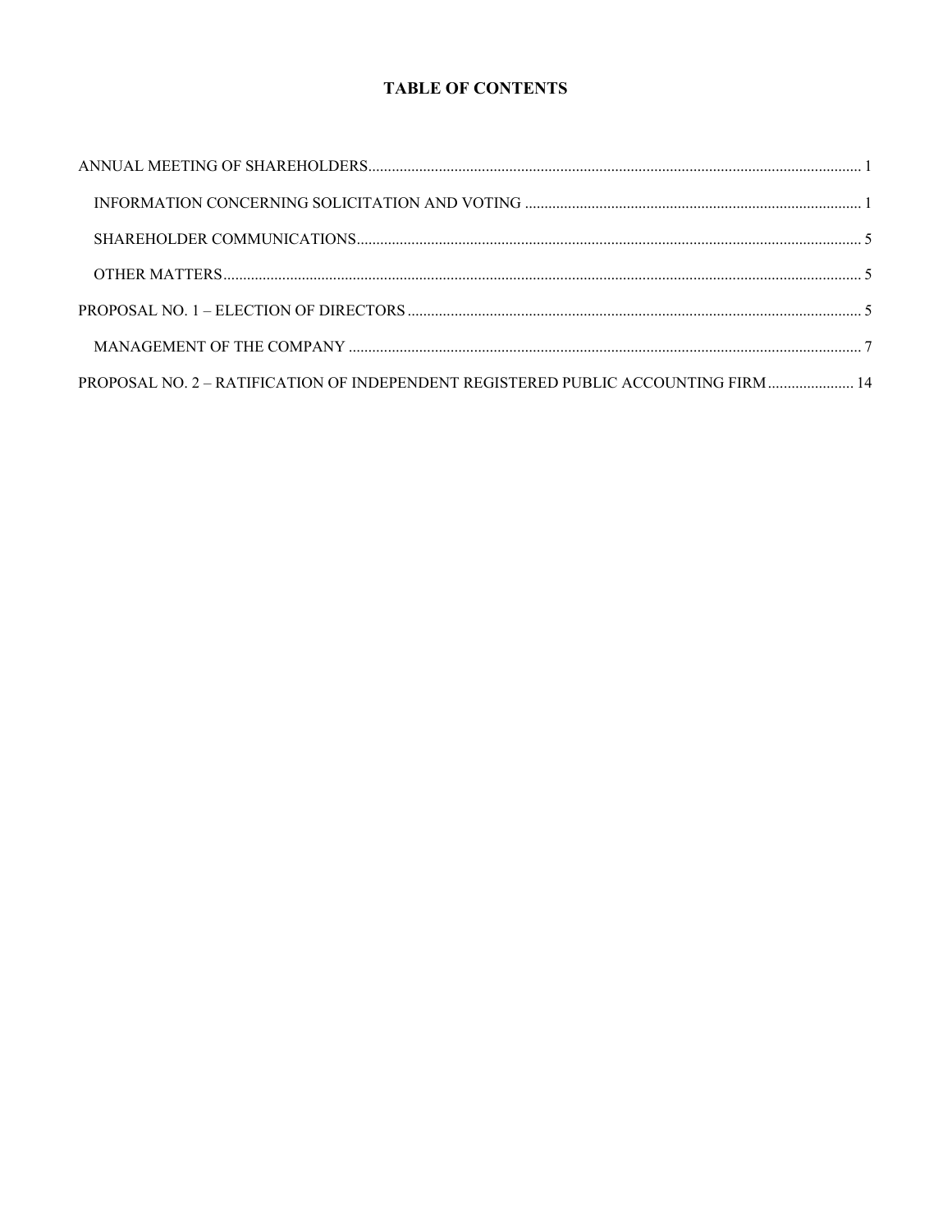# TABLE OF CONTENTS

ANNUAL MEETING OF SHAREHOLDERS............................................................................................................................. 1

- INFORMATION CONCERNING SOLICITATION AND VOTING ...................................................................................... 1
- SHAREHOLDER COMMUNICATIONS................................................................................................................................ 5
- OTHER MATTERS.................................................................................................................................................................. 5

PROPOSAL NO. 1 – ELECTION OF DIRECTORS ................................................................................................................... 5

- MANAGEMENT OF THE COMPANY .................................................................................................................................. 7

PROPOSAL NO. 2 – RATIFICATION OF INDEPENDENT REGISTERED PUBLIC ACCOUNTING FIRM ...................... 14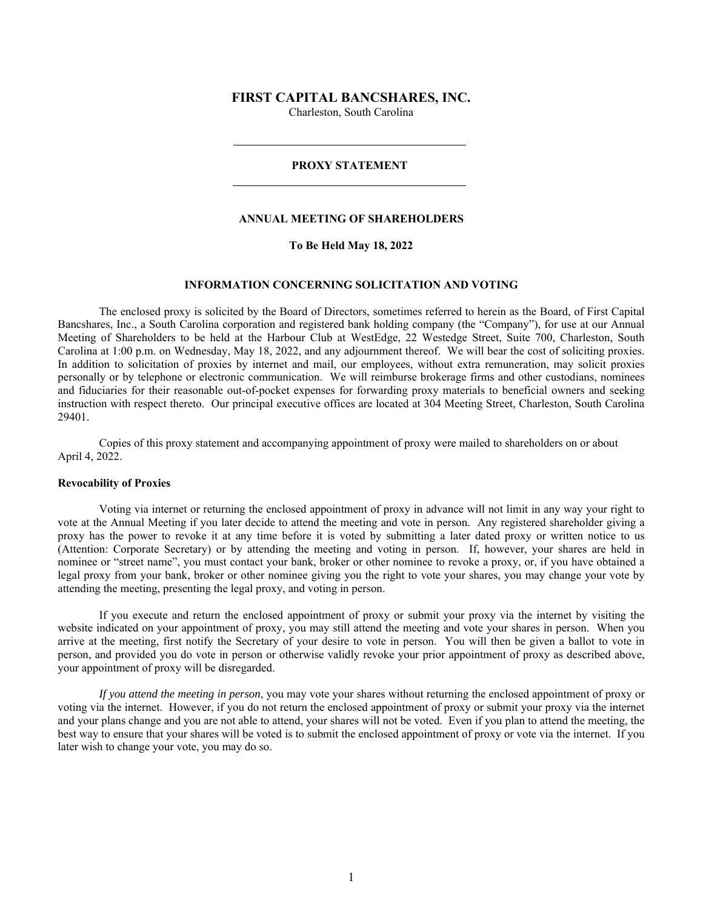# FIRST CAPITAL BANCSHARES, INC.

Charleston, South Carolina

---

## PROXY STATEMENT

---

## ANNUAL MEETING OF SHAREHOLDERS

**To Be Held May 18, 2022**

### INFORMATION CONCERNING SOLICITATION AND VOTING

The enclosed proxy is solicited by the Board of Directors, sometimes referred to herein as the Board, of First Capital Bancshares, Inc., a South Carolina corporation and registered bank holding company (the "Company"), for use at our Annual Meeting of Shareholders to be held at the Harbour Club at WestEdge, 22 Westedge Street, Suite 700, Charleston, South Carolina at 1:00 p.m. on Wednesday, May 18, 2022, and any adjournment thereof. We will bear the cost of soliciting proxies. In addition to solicitation of proxies by internet and mail, our employees, without extra remuneration, may solicit proxies personally or by telephone or electronic communication. We will reimburse brokerage firms and other custodians, nominees and fiduciaries for their reasonable out-of-pocket expenses for forwarding proxy materials to beneficial owners and seeking instruction with respect thereto. Our principal executive offices are located at 304 Meeting Street, Charleston, South Carolina 29401.

Copies of this proxy statement and accompanying appointment of proxy were mailed to shareholders on or about April 4, 2022.

**Revocability of Proxies**

Voting via internet or returning the enclosed appointment of proxy in advance will not limit in any way your right to vote at the Annual Meeting if you later decide to attend the meeting and vote in person. Any registered shareholder giving a proxy has the power to revoke it at any time before it is voted by submitting a later dated proxy or written notice to us (Attention: Corporate Secretary) or by attending the meeting and voting in person. If, however, your shares are held in nominee or "street name", you must contact your bank, broker or other nominee to revoke a proxy, or, if you have obtained a legal proxy from your bank, broker or other nominee giving you the right to vote your shares, you may change your vote by attending the meeting, presenting the legal proxy, and voting in person.

If you execute and return the enclosed appointment of proxy or submit your proxy via the internet by visiting the website indicated on your appointment of proxy, you may still attend the meeting and vote your shares in person. When you arrive at the meeting, first notify the Secretary of your desire to vote in person. You will then be given a ballot to vote in person, and provided you do vote in person or otherwise validly revoke your prior appointment of proxy as described above, your appointment of proxy will be disregarded.

*If you attend the meeting in person*, you may vote your shares without returning the enclosed appointment of proxy or voting via the internet. However, if you do not return the enclosed appointment of proxy or submit your proxy via the internet and your plans change and you are not able to attend, your shares will not be voted. Even if you plan to attend the meeting, the best way to ensure that your shares will be voted is to submit the enclosed appointment of proxy or vote via the internet. If you later wish to change your vote, you may do so.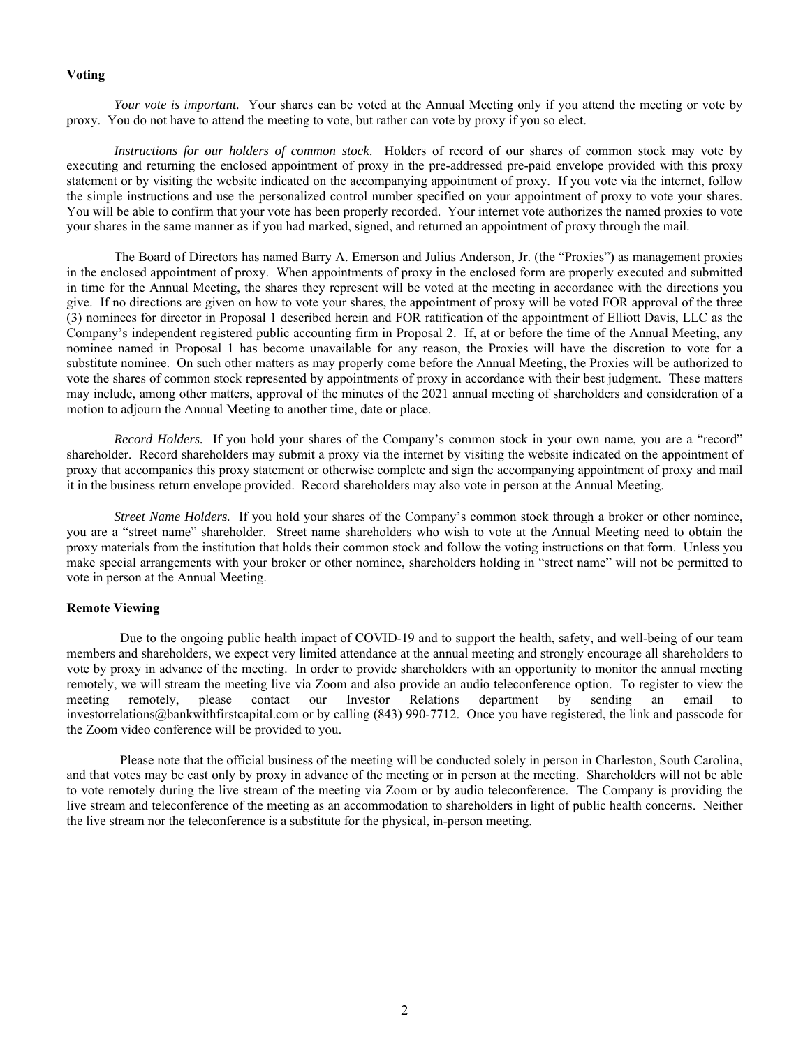**Voting**

*Your vote is important.* Your shares can be voted at the Annual Meeting only if you attend the meeting or vote by proxy. You do not have to attend the meeting to vote, but rather can vote by proxy if you so elect.

*Instructions for our holders of common stock*. Holders of record of our shares of common stock may vote by executing and returning the enclosed appointment of proxy in the pre-addressed pre-paid envelope provided with this proxy statement or by visiting the website indicated on the accompanying appointment of proxy. If you vote via the internet, follow the simple instructions and use the personalized control number specified on your appointment of proxy to vote your shares. You will be able to confirm that your vote has been properly recorded. Your internet vote authorizes the named proxies to vote your shares in the same manner as if you had marked, signed, and returned an appointment of proxy through the mail.

The Board of Directors has named Barry A. Emerson and Julius Anderson, Jr. (the "Proxies") as management proxies in the enclosed appointment of proxy. When appointments of proxy in the enclosed form are properly executed and submitted in time for the Annual Meeting, the shares they represent will be voted at the meeting in accordance with the directions you give. If no directions are given on how to vote your shares, the appointment of proxy will be voted FOR approval of the three (3) nominees for director in Proposal 1 described herein and FOR ratification of the appointment of Elliott Davis, LLC as the Company's independent registered public accounting firm in Proposal 2. If, at or before the time of the Annual Meeting, any nominee named in Proposal 1 has become unavailable for any reason, the Proxies will have the discretion to vote for a substitute nominee. On such other matters as may properly come before the Annual Meeting, the Proxies will be authorized to vote the shares of common stock represented by appointments of proxy in accordance with their best judgment. These matters may include, among other matters, approval of the minutes of the 2021 annual meeting of shareholders and consideration of a motion to adjourn the Annual Meeting to another time, date or place.

*Record Holders.* If you hold your shares of the Company's common stock in your own name, you are a "record" shareholder. Record shareholders may submit a proxy via the internet by visiting the website indicated on the appointment of proxy that accompanies this proxy statement or otherwise complete and sign the accompanying appointment of proxy and mail it in the business return envelope provided. Record shareholders may also vote in person at the Annual Meeting.

*Street Name Holders.* If you hold your shares of the Company's common stock through a broker or other nominee, you are a "street name" shareholder. Street name shareholders who wish to vote at the Annual Meeting need to obtain the proxy materials from the institution that holds their common stock and follow the voting instructions on that form. Unless you make special arrangements with your broker or other nominee, shareholders holding in "street name" will not be permitted to vote in person at the Annual Meeting.

**Remote Viewing**

Due to the ongoing public health impact of COVID-19 and to support the health, safety, and well-being of our team members and shareholders, we expect very limited attendance at the annual meeting and strongly encourage all shareholders to vote by proxy in advance of the meeting. In order to provide shareholders with an opportunity to monitor the annual meeting remotely, we will stream the meeting live via Zoom and also provide an audio teleconference option. To register to view the meeting remotely, please contact our Investor Relations department by sending an email to investorrelations@bankwithfirstcapital.com or by calling (843) 990-7712. Once you have registered, the link and passcode for the Zoom video conference will be provided to you.

Please note that the official business of the meeting will be conducted solely in person in Charleston, South Carolina, and that votes may be cast only by proxy in advance of the meeting or in person at the meeting. Shareholders will not be able to vote remotely during the live stream of the meeting via Zoom or by audio teleconference. The Company is providing the live stream and teleconference of the meeting as an accommodation to shareholders in light of public health concerns. Neither the live stream nor the teleconference is a substitute for the physical, in-person meeting.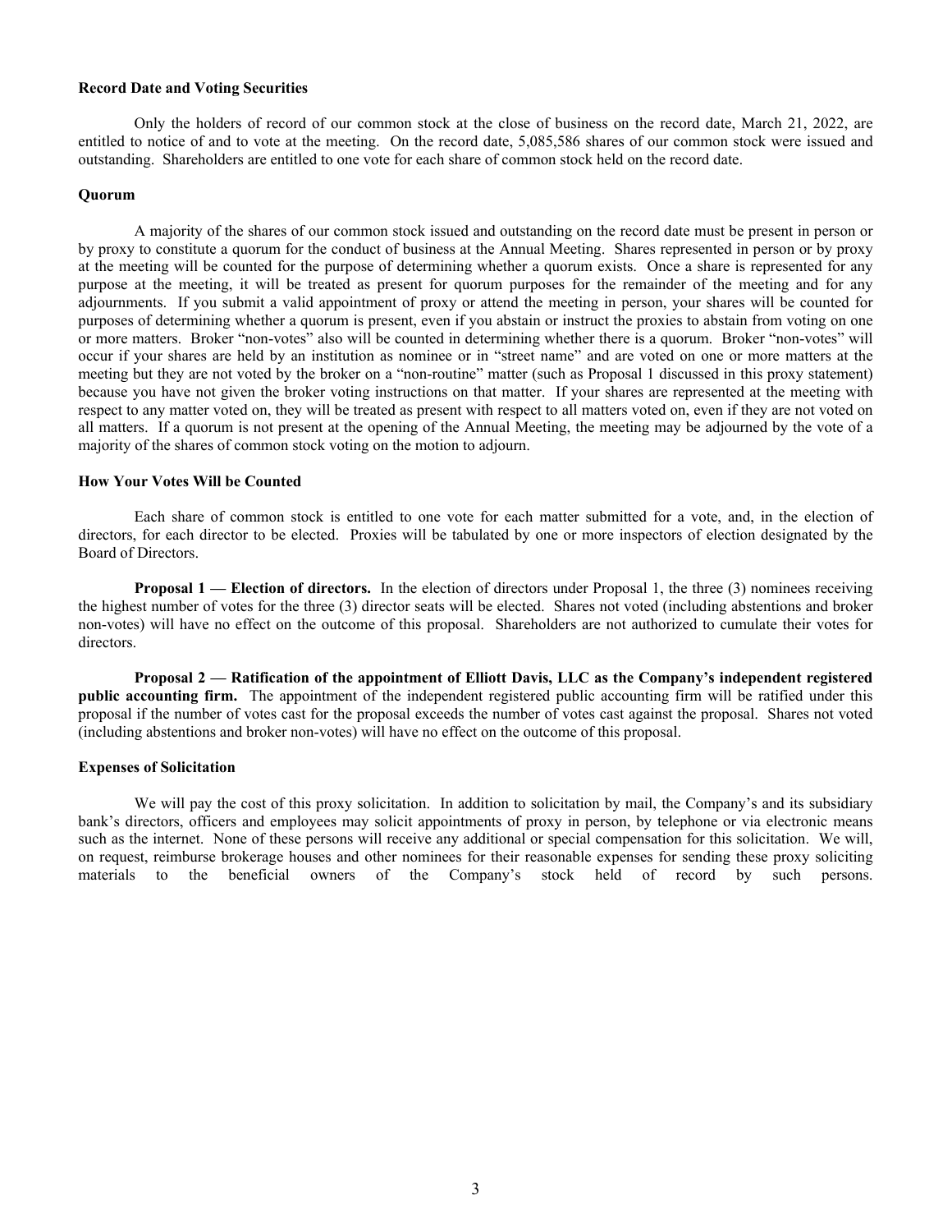**Record Date and Voting Securities**

Only the holders of record of our common stock at the close of business on the record date, March 21, 2022, are entitled to notice of and to vote at the meeting. On the record date, 5,085,586 shares of our common stock were issued and outstanding. Shareholders are entitled to one vote for each share of common stock held on the record date.

**Quorum**

A majority of the shares of our common stock issued and outstanding on the record date must be present in person or by proxy to constitute a quorum for the conduct of business at the Annual Meeting. Shares represented in person or by proxy at the meeting will be counted for the purpose of determining whether a quorum exists. Once a share is represented for any purpose at the meeting, it will be treated as present for quorum purposes for the remainder of the meeting and for any adjournments. If you submit a valid appointment of proxy or attend the meeting in person, your shares will be counted for purposes of determining whether a quorum is present, even if you abstain or instruct the proxies to abstain from voting on one or more matters. Broker "non-votes" also will be counted in determining whether there is a quorum. Broker "non-votes" will occur if your shares are held by an institution as nominee or in "street name" and are voted on one or more matters at the meeting but they are not voted by the broker on a "non-routine" matter (such as Proposal 1 discussed in this proxy statement) because you have not given the broker voting instructions on that matter. If your shares are represented at the meeting with respect to any matter voted on, they will be treated as present with respect to all matters voted on, even if they are not voted on all matters. If a quorum is not present at the opening of the Annual Meeting, the meeting may be adjourned by the vote of a majority of the shares of common stock voting on the motion to adjourn.

**How Your Votes Will be Counted**

Each share of common stock is entitled to one vote for each matter submitted for a vote, and, in the election of directors, for each director to be elected. Proxies will be tabulated by one or more inspectors of election designated by the Board of Directors.

**Proposal 1 — Election of directors.** In the election of directors under Proposal 1, the three (3) nominees receiving the highest number of votes for the three (3) director seats will be elected. Shares not voted (including abstentions and broker non-votes) will have no effect on the outcome of this proposal. Shareholders are not authorized to cumulate their votes for directors.

**Proposal 2 — Ratification of the appointment of Elliott Davis, LLC as the Company's independent registered public accounting firm.** The appointment of the independent registered public accounting firm will be ratified under this proposal if the number of votes cast for the proposal exceeds the number of votes cast against the proposal. Shares not voted (including abstentions and broker non-votes) will have no effect on the outcome of this proposal.

**Expenses of Solicitation**

We will pay the cost of this proxy solicitation. In addition to solicitation by mail, the Company's and its subsidiary bank's directors, officers and employees may solicit appointments of proxy in person, by telephone or via electronic means such as the internet. None of these persons will receive any additional or special compensation for this solicitation. We will, on request, reimburse brokerage houses and other nominees for their reasonable expenses for sending these proxy soliciting materials to the beneficial owners of the Company's stock held of record by such persons.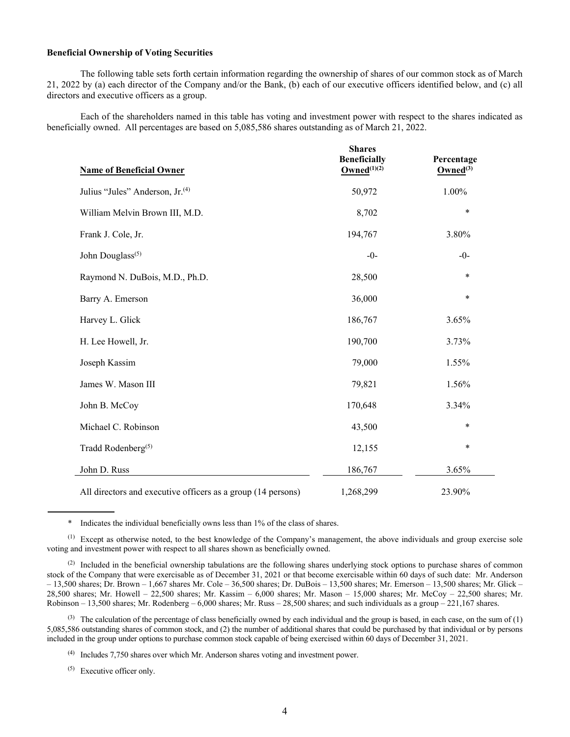**Beneficial Ownership of Voting Securities**

The following table sets forth certain information regarding the ownership of shares of our common stock as of March 21, 2022 by (a) each director of the Company and/or the Bank, (b) each of our executive officers identified below, and (c) all directors and executive officers as a group.

Each of the shareholders named in this table has voting and investment power with respect to the shares indicated as beneficially owned. All percentages are based on 5,085,586 shares outstanding as of March 21, 2022.

| Name of Beneficial Owner | Shares Beneficially Owned[(1)(2)] | Percentage Owned[(3)] |
|---|---|---|
| Julius "Jules" Anderson, Jr.[(4)] | 50,972 | 1.00% |
| William Melvin Brown III, M.D. | 8,702 | * |
| Frank J. Cole, Jr. | 194,767 | 3.80% |
| John Douglass[(5)] | -0- | -0- |
| Raymond N. DuBois, M.D., Ph.D. | 28,500 | * |
| Barry A. Emerson | 36,000 | * |
| Harvey L. Glick | 186,767 | 3.65% |
| H. Lee Howell, Jr. | 190,700 | 3.73% |
| Joseph Kassim | 79,000 | 1.55% |
| James W. Mason III | 79,821 | 1.56% |
| John B. McCoy | 170,648 | 3.34% |
| Michael C. Robinson | 43,500 | * |
| Tradd Rodenberg[(5)] | 12,155 | * |
| John D. Russ | 186,767 | 3.65% |
| All directors and executive officers as a group (14 persons) | 1,268,299 | 23.90% |

\* Indicates the individual beneficially owns less than 1% of the class of shares.

(1) Except as otherwise noted, to the best knowledge of the Company's management, the above individuals and group exercise sole voting and investment power with respect to all shares shown as beneficially owned.

(2) Included in the beneficial ownership tabulations are the following shares underlying stock options to purchase shares of common stock of the Company that were exercisable as of December 31, 2021 or that become exercisable within 60 days of such date: Mr. Anderson – 13,500 shares; Dr. Brown – 1,667 shares Mr. Cole – 36,500 shares; Dr. DuBois – 13,500 shares; Mr. Emerson – 13,500 shares; Mr. Glick – 28,500 shares; Mr. Howell – 22,500 shares; Mr. Kassim – 6,000 shares; Mr. Mason – 15,000 shares; Mr. McCoy – 22,500 shares; Mr. Robinson – 13,500 shares; Mr. Rodenberg – 6,000 shares; Mr. Russ – 28,500 shares; and such individuals as a group – 221,167 shares.

(3) The calculation of the percentage of class beneficially owned by each individual and the group is based, in each case, on the sum of (1) 5,085,586 outstanding shares of common stock, and (2) the number of additional shares that could be purchased by that individual or by persons included in the group under options to purchase common stock capable of being exercised within 60 days of December 31, 2021.

(4) Includes 7,750 shares over which Mr. Anderson shares voting and investment power.

(5) Executive officer only.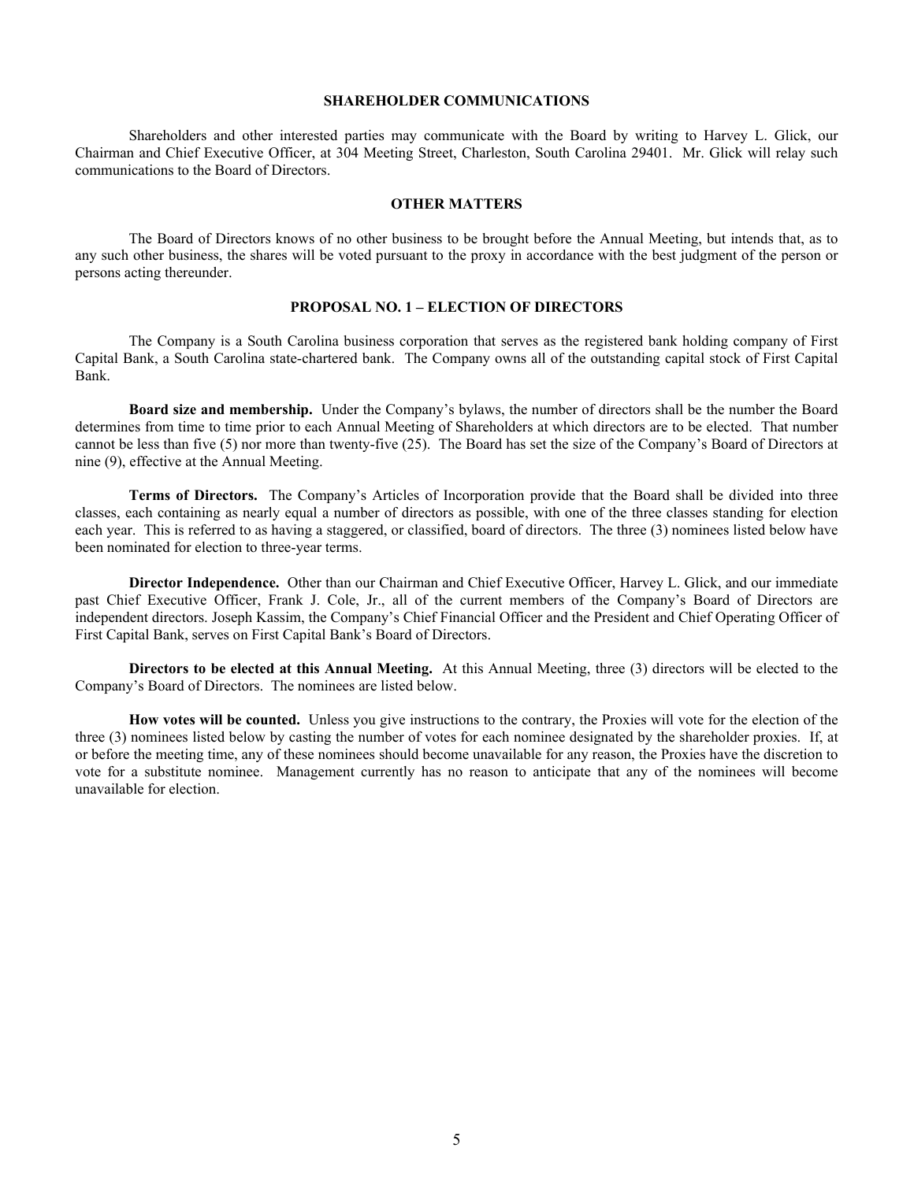## SHAREHOLDER COMMUNICATIONS

Shareholders and other interested parties may communicate with the Board by writing to Harvey L. Glick, our Chairman and Chief Executive Officer, at 304 Meeting Street, Charleston, South Carolina 29401. Mr. Glick will relay such communications to the Board of Directors.

## OTHER MATTERS

The Board of Directors knows of no other business to be brought before the Annual Meeting, but intends that, as to any such other business, the shares will be voted pursuant to the proxy in accordance with the best judgment of the person or persons acting thereunder.

## PROPOSAL NO. 1 – ELECTION OF DIRECTORS

The Company is a South Carolina business corporation that serves as the registered bank holding company of First Capital Bank, a South Carolina state-chartered bank. The Company owns all of the outstanding capital stock of First Capital Bank.

**Board size and membership.** Under the Company's bylaws, the number of directors shall be the number the Board determines from time to time prior to each Annual Meeting of Shareholders at which directors are to be elected. That number cannot be less than five (5) nor more than twenty-five (25). The Board has set the size of the Company's Board of Directors at nine (9), effective at the Annual Meeting.

**Terms of Directors.** The Company's Articles of Incorporation provide that the Board shall be divided into three classes, each containing as nearly equal a number of directors as possible, with one of the three classes standing for election each year. This is referred to as having a staggered, or classified, board of directors. The three (3) nominees listed below have been nominated for election to three-year terms.

**Director Independence.** Other than our Chairman and Chief Executive Officer, Harvey L. Glick, and our immediate past Chief Executive Officer, Frank J. Cole, Jr., all of the current members of the Company's Board of Directors are independent directors. Joseph Kassim, the Company's Chief Financial Officer and the President and Chief Operating Officer of First Capital Bank, serves on First Capital Bank's Board of Directors.

**Directors to be elected at this Annual Meeting.** At this Annual Meeting, three (3) directors will be elected to the Company's Board of Directors. The nominees are listed below.

**How votes will be counted.** Unless you give instructions to the contrary, the Proxies will vote for the election of the three (3) nominees listed below by casting the number of votes for each nominee designated by the shareholder proxies. If, at or before the meeting time, any of these nominees should become unavailable for any reason, the Proxies have the discretion to vote for a substitute nominee. Management currently has no reason to anticipate that any of the nominees will become unavailable for election.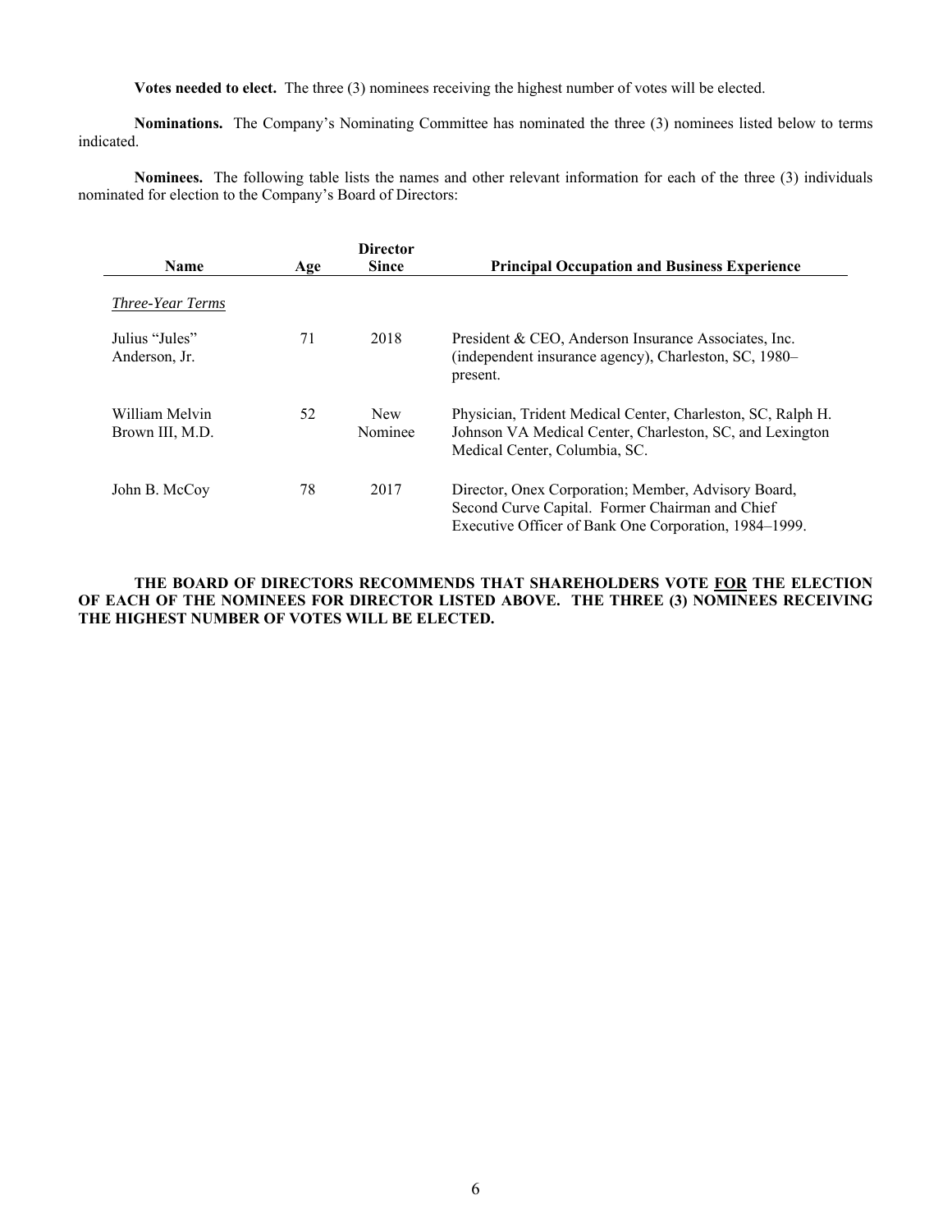**Votes needed to elect.** The three (3) nominees receiving the highest number of votes will be elected.

**Nominations.** The Company's Nominating Committee has nominated the three (3) nominees listed below to terms indicated.

**Nominees.** The following table lists the names and other relevant information for each of the three (3) individuals nominated for election to the Company's Board of Directors:

| Name | Age | Director Since | Principal Occupation and Business Experience |
|---|---|---|---|
| *Three-Year Terms* | | | |
| Julius "Jules" Anderson, Jr. | 71 | 2018 | President & CEO, Anderson Insurance Associates, Inc. (independent insurance agency), Charleston, SC, 1980–present. |
| William Melvin Brown III, M.D. | 52 | New Nominee | Physician, Trident Medical Center, Charleston, SC, Ralph H. Johnson VA Medical Center, Charleston, SC, and Lexington Medical Center, Columbia, SC. |
| John B. McCoy | 78 | 2017 | Director, Onex Corporation; Member, Advisory Board, Second Curve Capital. Former Chairman and Chief Executive Officer of Bank One Corporation, 1984–1999. |

**THE BOARD OF DIRECTORS RECOMMENDS THAT SHAREHOLDERS VOTE FOR THE ELECTION OF EACH OF THE NOMINEES FOR DIRECTOR LISTED ABOVE. THE THREE (3) NOMINEES RECEIVING THE HIGHEST NUMBER OF VOTES WILL BE ELECTED.**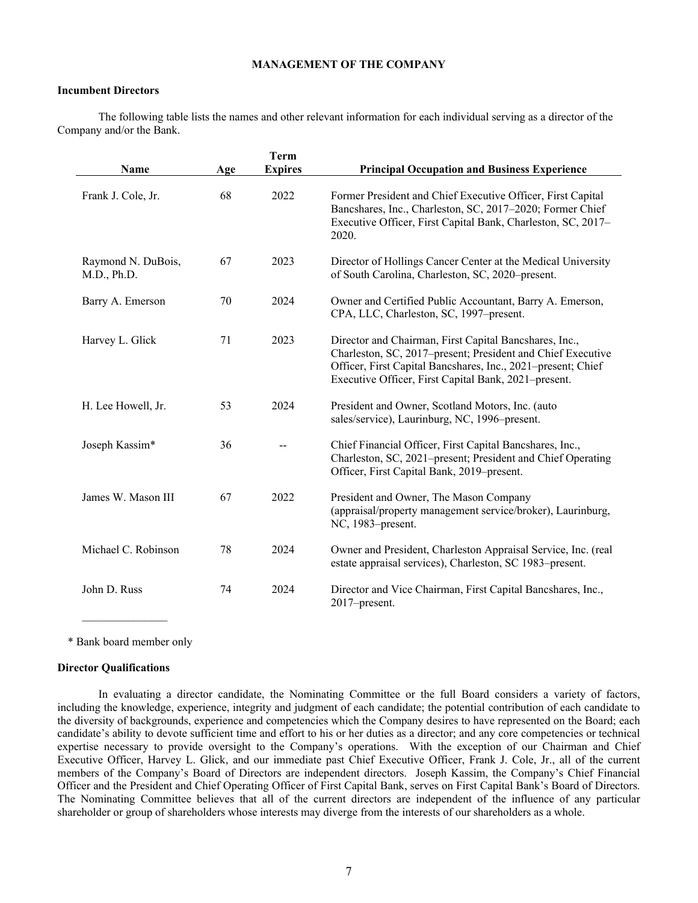## MANAGEMENT OF THE COMPANY

### Incumbent Directors

The following table lists the names and other relevant information for each individual serving as a director of the Company and/or the Bank.

| Name | Age | Term Expires | Principal Occupation and Business Experience |
|---|---|---|---|
| Frank J. Cole, Jr. | 68 | 2022 | Former President and Chief Executive Officer, First Capital Bancshares, Inc., Charleston, SC, 2017–2020; Former Chief Executive Officer, First Capital Bank, Charleston, SC, 2017–2020. |
| Raymond N. DuBois, M.D., Ph.D. | 67 | 2023 | Director of Hollings Cancer Center at the Medical University of South Carolina, Charleston, SC, 2020–present. |
| Barry A. Emerson | 70 | 2024 | Owner and Certified Public Accountant, Barry A. Emerson, CPA, LLC, Charleston, SC, 1997–present. |
| Harvey L. Glick | 71 | 2023 | Director and Chairman, First Capital Bancshares, Inc., Charleston, SC, 2017–present; President and Chief Executive Officer, First Capital Bancshares, Inc., 2021–present; Chief Executive Officer, First Capital Bank, 2021–present. |
| H. Lee Howell, Jr. | 53 | 2024 | President and Owner, Scotland Motors, Inc. (auto sales/service), Laurinburg, NC, 1996–present. |
| Joseph Kassim* | 36 | -- | Chief Financial Officer, First Capital Bancshares, Inc., Charleston, SC, 2021–present; President and Chief Operating Officer, First Capital Bank, 2019–present. |
| James W. Mason III | 67 | 2022 | President and Owner, The Mason Company (appraisal/property management service/broker), Laurinburg, NC, 1983–present. |
| Michael C. Robinson | 78 | 2024 | Owner and President, Charleston Appraisal Service, Inc. (real estate appraisal services), Charleston, SC 1983–present. |
| John D. Russ | 74 | 2024 | Director and Vice Chairman, First Capital Bancshares, Inc., 2017–present. |

\* Bank board member only

### Director Qualifications

In evaluating a director candidate, the Nominating Committee or the full Board considers a variety of factors, including the knowledge, experience, integrity and judgment of each candidate; the potential contribution of each candidate to the diversity of backgrounds, experience and competencies which the Company desires to have represented on the Board; each candidate's ability to devote sufficient time and effort to his or her duties as a director; and any core competencies or technical expertise necessary to provide oversight to the Company's operations. With the exception of our Chairman and Chief Executive Officer, Harvey L. Glick, and our immediate past Chief Executive Officer, Frank J. Cole, Jr., all of the current members of the Company's Board of Directors are independent directors. Joseph Kassim, the Company's Chief Financial Officer and the President and Chief Operating Officer of First Capital Bank, serves on First Capital Bank's Board of Directors. The Nominating Committee believes that all of the current directors are independent of the influence of any particular shareholder or group of shareholders whose interests may diverge from the interests of our shareholders as a whole.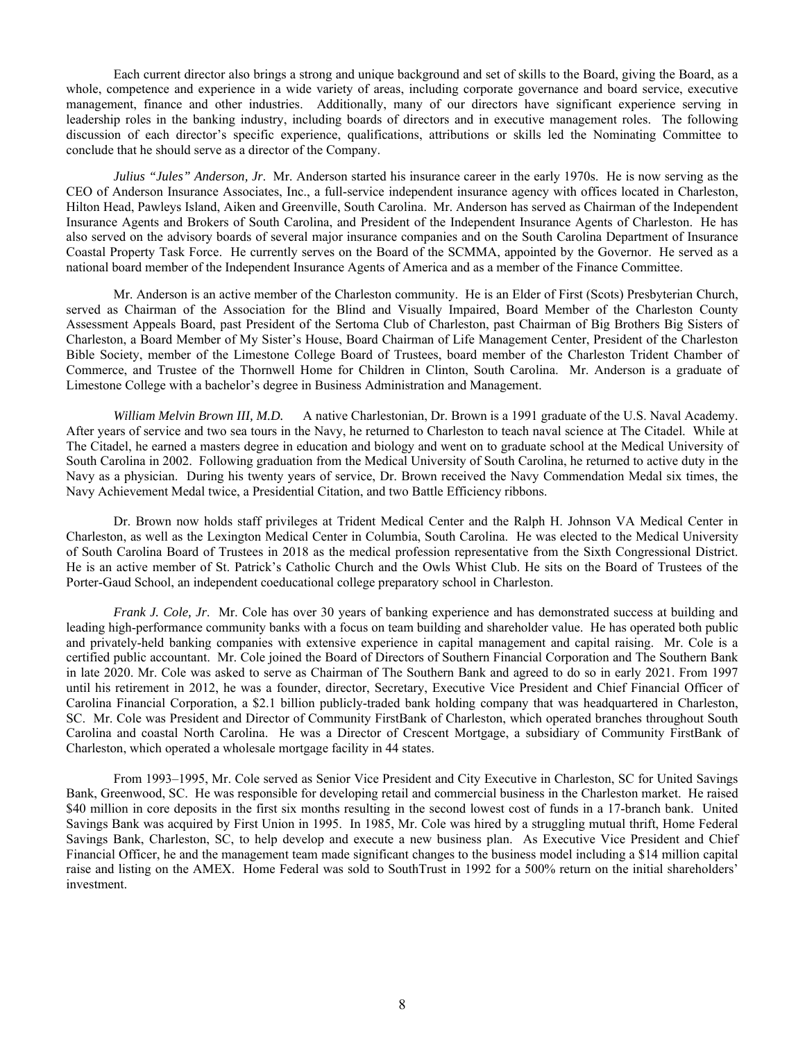Each current director also brings a strong and unique background and set of skills to the Board, giving the Board, as a whole, competence and experience in a wide variety of areas, including corporate governance and board service, executive management, finance and other industries. Additionally, many of our directors have significant experience serving in leadership roles in the banking industry, including boards of directors and in executive management roles. The following discussion of each director's specific experience, qualifications, attributions or skills led the Nominating Committee to conclude that he should serve as a director of the Company.

*Julius "Jules" Anderson, Jr*. Mr. Anderson started his insurance career in the early 1970s. He is now serving as the CEO of Anderson Insurance Associates, Inc., a full-service independent insurance agency with offices located in Charleston, Hilton Head, Pawleys Island, Aiken and Greenville, South Carolina. Mr. Anderson has served as Chairman of the Independent Insurance Agents and Brokers of South Carolina, and President of the Independent Insurance Agents of Charleston. He has also served on the advisory boards of several major insurance companies and on the South Carolina Department of Insurance Coastal Property Task Force. He currently serves on the Board of the SCMMA, appointed by the Governor. He served as a national board member of the Independent Insurance Agents of America and as a member of the Finance Committee.

Mr. Anderson is an active member of the Charleston community. He is an Elder of First (Scots) Presbyterian Church, served as Chairman of the Association for the Blind and Visually Impaired, Board Member of the Charleston County Assessment Appeals Board, past President of the Sertoma Club of Charleston, past Chairman of Big Brothers Big Sisters of Charleston, a Board Member of My Sister's House, Board Chairman of Life Management Center, President of the Charleston Bible Society, member of the Limestone College Board of Trustees, board member of the Charleston Trident Chamber of Commerce, and Trustee of the Thornwell Home for Children in Clinton, South Carolina. Mr. Anderson is a graduate of Limestone College with a bachelor's degree in Business Administration and Management.

*William Melvin Brown III, M.D.* A native Charlestonian, Dr. Brown is a 1991 graduate of the U.S. Naval Academy. After years of service and two sea tours in the Navy, he returned to Charleston to teach naval science at The Citadel. While at The Citadel, he earned a masters degree in education and biology and went on to graduate school at the Medical University of South Carolina in 2002. Following graduation from the Medical University of South Carolina, he returned to active duty in the Navy as a physician. During his twenty years of service, Dr. Brown received the Navy Commendation Medal six times, the Navy Achievement Medal twice, a Presidential Citation, and two Battle Efficiency ribbons.

Dr. Brown now holds staff privileges at Trident Medical Center and the Ralph H. Johnson VA Medical Center in Charleston, as well as the Lexington Medical Center in Columbia, South Carolina. He was elected to the Medical University of South Carolina Board of Trustees in 2018 as the medical profession representative from the Sixth Congressional District. He is an active member of St. Patrick's Catholic Church and the Owls Whist Club. He sits on the Board of Trustees of the Porter-Gaud School, an independent coeducational college preparatory school in Charleston.

*Frank J. Cole, Jr*. Mr. Cole has over 30 years of banking experience and has demonstrated success at building and leading high-performance community banks with a focus on team building and shareholder value. He has operated both public and privately-held banking companies with extensive experience in capital management and capital raising. Mr. Cole is a certified public accountant. Mr. Cole joined the Board of Directors of Southern Financial Corporation and The Southern Bank in late 2020. Mr. Cole was asked to serve as Chairman of The Southern Bank and agreed to do so in early 2021. From 1997 until his retirement in 2012, he was a founder, director, Secretary, Executive Vice President and Chief Financial Officer of Carolina Financial Corporation, a $2.1 billion publicly-traded bank holding company that was headquartered in Charleston, SC. Mr. Cole was President and Director of Community FirstBank of Charleston, which operated branches throughout South Carolina and coastal North Carolina. He was a Director of Crescent Mortgage, a subsidiary of Community FirstBank of Charleston, which operated a wholesale mortgage facility in 44 states.

From 1993–1995, Mr. Cole served as Senior Vice President and City Executive in Charleston, SC for United Savings Bank, Greenwood, SC. He was responsible for developing retail and commercial business in the Charleston market. He raised $40 million in core deposits in the first six months resulting in the second lowest cost of funds in a 17-branch bank. United Savings Bank was acquired by First Union in 1995. In 1985, Mr. Cole was hired by a struggling mutual thrift, Home Federal Savings Bank, Charleston, SC, to help develop and execute a new business plan. As Executive Vice President and Chief Financial Officer, he and the management team made significant changes to the business model including a $14 million capital raise and listing on the AMEX. Home Federal was sold to SouthTrust in 1992 for a 500% return on the initial shareholders' investment.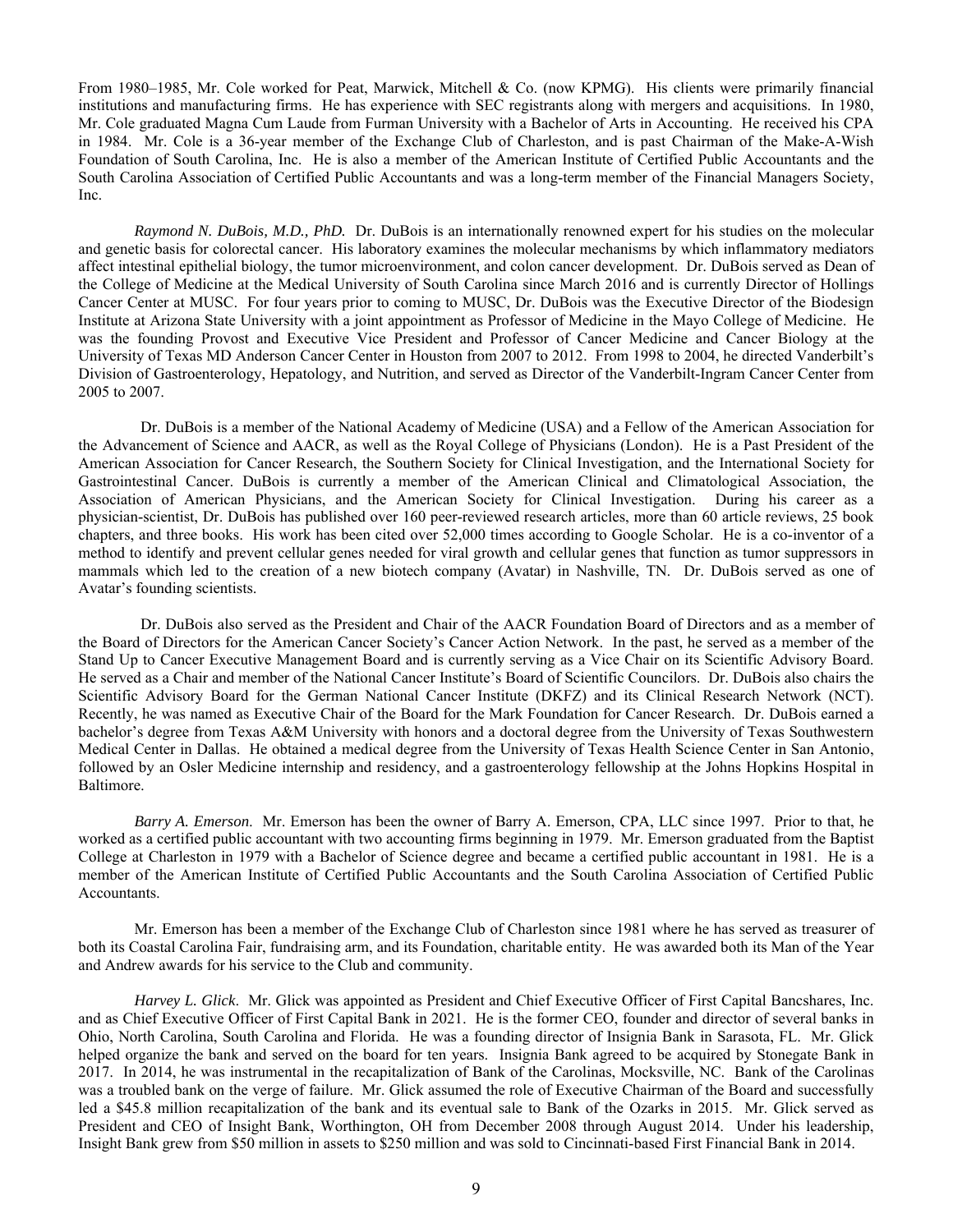From 1980–1985, Mr. Cole worked for Peat, Marwick, Mitchell & Co. (now KPMG). His clients were primarily financial institutions and manufacturing firms. He has experience with SEC registrants along with mergers and acquisitions. In 1980, Mr. Cole graduated Magna Cum Laude from Furman University with a Bachelor of Arts in Accounting. He received his CPA in 1984. Mr. Cole is a 36-year member of the Exchange Club of Charleston, and is past Chairman of the Make-A-Wish Foundation of South Carolina, Inc. He is also a member of the American Institute of Certified Public Accountants and the South Carolina Association of Certified Public Accountants and was a long-term member of the Financial Managers Society, Inc.

*Raymond N. DuBois, M.D., PhD.* Dr. DuBois is an internationally renowned expert for his studies on the molecular and genetic basis for colorectal cancer. His laboratory examines the molecular mechanisms by which inflammatory mediators affect intestinal epithelial biology, the tumor microenvironment, and colon cancer development. Dr. DuBois served as Dean of the College of Medicine at the Medical University of South Carolina since March 2016 and is currently Director of Hollings Cancer Center at MUSC. For four years prior to coming to MUSC, Dr. DuBois was the Executive Director of the Biodesign Institute at Arizona State University with a joint appointment as Professor of Medicine in the Mayo College of Medicine. He was the founding Provost and Executive Vice President and Professor of Cancer Medicine and Cancer Biology at the University of Texas MD Anderson Cancer Center in Houston from 2007 to 2012. From 1998 to 2004, he directed Vanderbilt's Division of Gastroenterology, Hepatology, and Nutrition, and served as Director of the Vanderbilt-Ingram Cancer Center from 2005 to 2007.

Dr. DuBois is a member of the National Academy of Medicine (USA) and a Fellow of the American Association for the Advancement of Science and AACR, as well as the Royal College of Physicians (London). He is a Past President of the American Association for Cancer Research, the Southern Society for Clinical Investigation, and the International Society for Gastrointestinal Cancer. DuBois is currently a member of the American Clinical and Climatological Association, the Association of American Physicians, and the American Society for Clinical Investigation. During his career as a physician-scientist, Dr. DuBois has published over 160 peer-reviewed research articles, more than 60 article reviews, 25 book chapters, and three books. His work has been cited over 52,000 times according to Google Scholar. He is a co-inventor of a method to identify and prevent cellular genes needed for viral growth and cellular genes that function as tumor suppressors in mammals which led to the creation of a new biotech company (Avatar) in Nashville, TN. Dr. DuBois served as one of Avatar's founding scientists.

Dr. DuBois also served as the President and Chair of the AACR Foundation Board of Directors and as a member of the Board of Directors for the American Cancer Society's Cancer Action Network. In the past, he served as a member of the Stand Up to Cancer Executive Management Board and is currently serving as a Vice Chair on its Scientific Advisory Board. He served as a Chair and member of the National Cancer Institute's Board of Scientific Councilors. Dr. DuBois also chairs the Scientific Advisory Board for the German National Cancer Institute (DKFZ) and its Clinical Research Network (NCT). Recently, he was named as Executive Chair of the Board for the Mark Foundation for Cancer Research. Dr. DuBois earned a bachelor's degree from Texas A&M University with honors and a doctoral degree from the University of Texas Southwestern Medical Center in Dallas. He obtained a medical degree from the University of Texas Health Science Center in San Antonio, followed by an Osler Medicine internship and residency, and a gastroenterology fellowship at the Johns Hopkins Hospital in Baltimore.

*Barry A. Emerson*. Mr. Emerson has been the owner of Barry A. Emerson, CPA, LLC since 1997. Prior to that, he worked as a certified public accountant with two accounting firms beginning in 1979. Mr. Emerson graduated from the Baptist College at Charleston in 1979 with a Bachelor of Science degree and became a certified public accountant in 1981. He is a member of the American Institute of Certified Public Accountants and the South Carolina Association of Certified Public Accountants.

Mr. Emerson has been a member of the Exchange Club of Charleston since 1981 where he has served as treasurer of both its Coastal Carolina Fair, fundraising arm, and its Foundation, charitable entity. He was awarded both its Man of the Year and Andrew awards for his service to the Club and community.

*Harvey L. Glick*. Mr. Glick was appointed as President and Chief Executive Officer of First Capital Bancshares, Inc. and as Chief Executive Officer of First Capital Bank in 2021. He is the former CEO, founder and director of several banks in Ohio, North Carolina, South Carolina and Florida. He was a founding director of Insignia Bank in Sarasota, FL. Mr. Glick helped organize the bank and served on the board for ten years. Insignia Bank agreed to be acquired by Stonegate Bank in 2017. In 2014, he was instrumental in the recapitalization of Bank of the Carolinas, Mocksville, NC. Bank of the Carolinas was a troubled bank on the verge of failure. Mr. Glick assumed the role of Executive Chairman of the Board and successfully led a $45.8 million recapitalization of the bank and its eventual sale to Bank of the Ozarks in 2015. Mr. Glick served as President and CEO of Insight Bank, Worthington, OH from December 2008 through August 2014. Under his leadership, Insight Bank grew from $50 million in assets to $250 million and was sold to Cincinnati-based First Financial Bank in 2014.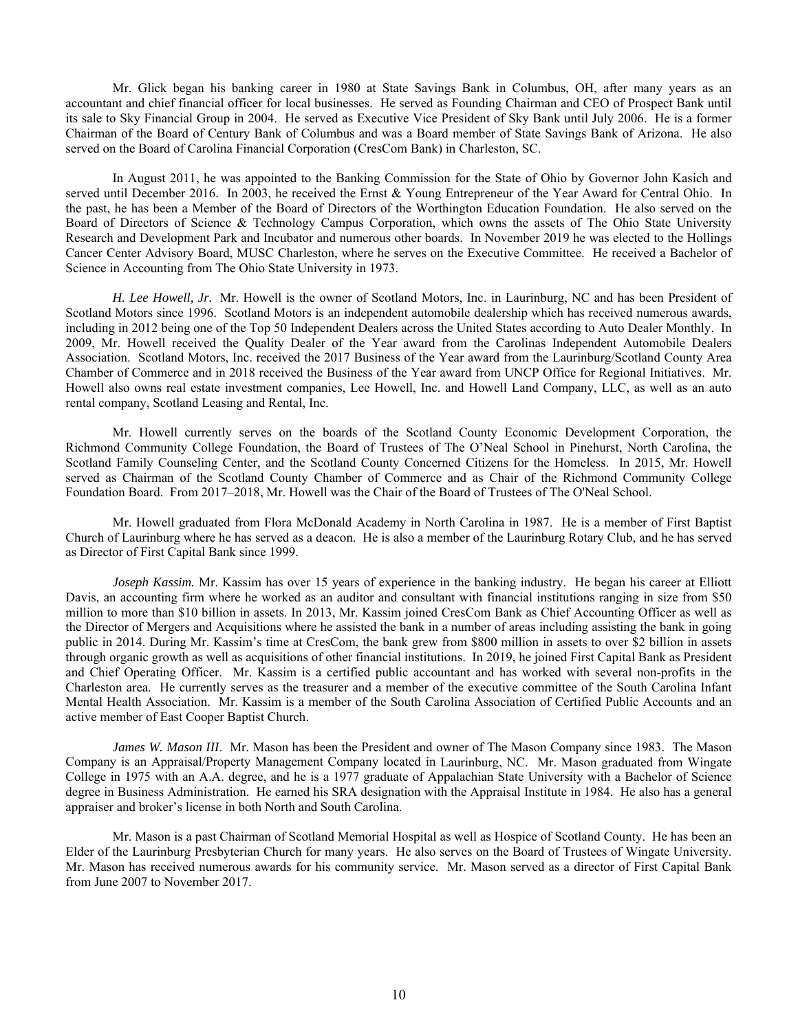Mr. Glick began his banking career in 1980 at State Savings Bank in Columbus, OH, after many years as an accountant and chief financial officer for local businesses. He served as Founding Chairman and CEO of Prospect Bank until its sale to Sky Financial Group in 2004. He served as Executive Vice President of Sky Bank until July 2006. He is a former Chairman of the Board of Century Bank of Columbus and was a Board member of State Savings Bank of Arizona. He also served on the Board of Carolina Financial Corporation (CresCom Bank) in Charleston, SC.

In August 2011, he was appointed to the Banking Commission for the State of Ohio by Governor John Kasich and served until December 2016. In 2003, he received the Ernst & Young Entrepreneur of the Year Award for Central Ohio. In the past, he has been a Member of the Board of Directors of the Worthington Education Foundation. He also served on the Board of Directors of Science & Technology Campus Corporation, which owns the assets of The Ohio State University Research and Development Park and Incubator and numerous other boards. In November 2019 he was elected to the Hollings Cancer Center Advisory Board, MUSC Charleston, where he serves on the Executive Committee. He received a Bachelor of Science in Accounting from The Ohio State University in 1973.

*H. Lee Howell, Jr.* Mr. Howell is the owner of Scotland Motors, Inc. in Laurinburg, NC and has been President of Scotland Motors since 1996. Scotland Motors is an independent automobile dealership which has received numerous awards, including in 2012 being one of the Top 50 Independent Dealers across the United States according to Auto Dealer Monthly. In 2009, Mr. Howell received the Quality Dealer of the Year award from the Carolinas Independent Automobile Dealers Association. Scotland Motors, Inc. received the 2017 Business of the Year award from the Laurinburg/Scotland County Area Chamber of Commerce and in 2018 received the Business of the Year award from UNCP Office for Regional Initiatives. Mr. Howell also owns real estate investment companies, Lee Howell, Inc. and Howell Land Company, LLC, as well as an auto rental company, Scotland Leasing and Rental, Inc.

Mr. Howell currently serves on the boards of the Scotland County Economic Development Corporation, the Richmond Community College Foundation, the Board of Trustees of The O'Neal School in Pinehurst, North Carolina, the Scotland Family Counseling Center, and the Scotland County Concerned Citizens for the Homeless. In 2015, Mr. Howell served as Chairman of the Scotland County Chamber of Commerce and as Chair of the Richmond Community College Foundation Board. From 2017–2018, Mr. Howell was the Chair of the Board of Trustees of The O'Neal School.

Mr. Howell graduated from Flora McDonald Academy in North Carolina in 1987. He is a member of First Baptist Church of Laurinburg where he has served as a deacon. He is also a member of the Laurinburg Rotary Club, and he has served as Director of First Capital Bank since 1999.

*Joseph Kassim.* Mr. Kassim has over 15 years of experience in the banking industry. He began his career at Elliott Davis, an accounting firm where he worked as an auditor and consultant with financial institutions ranging in size from $50 million to more than $10 billion in assets. In 2013, Mr. Kassim joined CresCom Bank as Chief Accounting Officer as well as the Director of Mergers and Acquisitions where he assisted the bank in a number of areas including assisting the bank in going public in 2014. During Mr. Kassim's time at CresCom, the bank grew from $800 million in assets to over $2 billion in assets through organic growth as well as acquisitions of other financial institutions. In 2019, he joined First Capital Bank as President and Chief Operating Officer. Mr. Kassim is a certified public accountant and has worked with several non-profits in the Charleston area. He currently serves as the treasurer and a member of the executive committee of the South Carolina Infant Mental Health Association. Mr. Kassim is a member of the South Carolina Association of Certified Public Accounts and an active member of East Cooper Baptist Church.

*James W. Mason III*. Mr. Mason has been the President and owner of The Mason Company since 1983. The Mason Company is an Appraisal/Property Management Company located in Laurinburg, NC. Mr. Mason graduated from Wingate College in 1975 with an A.A. degree, and he is a 1977 graduate of Appalachian State University with a Bachelor of Science degree in Business Administration. He earned his SRA designation with the Appraisal Institute in 1984. He also has a general appraiser and broker's license in both North and South Carolina.

Mr. Mason is a past Chairman of Scotland Memorial Hospital as well as Hospice of Scotland County. He has been an Elder of the Laurinburg Presbyterian Church for many years. He also serves on the Board of Trustees of Wingate University. Mr. Mason has received numerous awards for his community service. Mr. Mason served as a director of First Capital Bank from June 2007 to November 2017.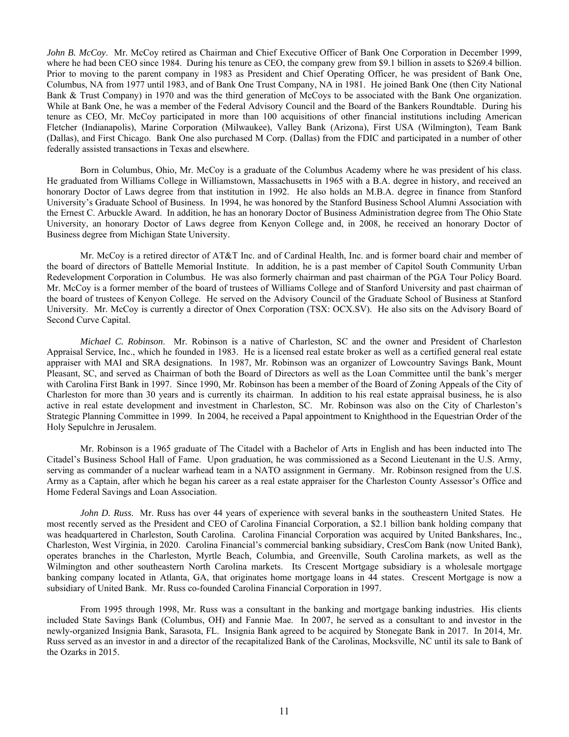*John B. McCoy*. Mr. McCoy retired as Chairman and Chief Executive Officer of Bank One Corporation in December 1999, where he had been CEO since 1984. During his tenure as CEO, the company grew from $9.1 billion in assets to $269.4 billion. Prior to moving to the parent company in 1983 as President and Chief Operating Officer, he was president of Bank One, Columbus, NA from 1977 until 1983, and of Bank One Trust Company, NA in 1981. He joined Bank One (then City National Bank & Trust Company) in 1970 and was the third generation of McCoys to be associated with the Bank One organization. While at Bank One, he was a member of the Federal Advisory Council and the Board of the Bankers Roundtable. During his tenure as CEO, Mr. McCoy participated in more than 100 acquisitions of other financial institutions including American Fletcher (Indianapolis), Marine Corporation (Milwaukee), Valley Bank (Arizona), First USA (Wilmington), Team Bank (Dallas), and First Chicago. Bank One also purchased M Corp. (Dallas) from the FDIC and participated in a number of other federally assisted transactions in Texas and elsewhere.

Born in Columbus, Ohio, Mr. McCoy is a graduate of the Columbus Academy where he was president of his class. He graduated from Williams College in Williamstown, Massachusetts in 1965 with a B.A. degree in history, and received an honorary Doctor of Laws degree from that institution in 1992. He also holds an M.B.A. degree in finance from Stanford University's Graduate School of Business. In 1994, he was honored by the Stanford Business School Alumni Association with the Ernest C. Arbuckle Award. In addition, he has an honorary Doctor of Business Administration degree from The Ohio State University, an honorary Doctor of Laws degree from Kenyon College and, in 2008, he received an honorary Doctor of Business degree from Michigan State University.

Mr. McCoy is a retired director of AT&T Inc. and of Cardinal Health, Inc. and is former board chair and member of the board of directors of Battelle Memorial Institute. In addition, he is a past member of Capitol South Community Urban Redevelopment Corporation in Columbus. He was also formerly chairman and past chairman of the PGA Tour Policy Board. Mr. McCoy is a former member of the board of trustees of Williams College and of Stanford University and past chairman of the board of trustees of Kenyon College. He served on the Advisory Council of the Graduate School of Business at Stanford University. Mr. McCoy is currently a director of Onex Corporation (TSX: OCX.SV). He also sits on the Advisory Board of Second Curve Capital.

*Michael C. Robinson*. Mr. Robinson is a native of Charleston, SC and the owner and President of Charleston Appraisal Service, Inc., which he founded in 1983. He is a licensed real estate broker as well as a certified general real estate appraiser with MAI and SRA designations. In 1987, Mr. Robinson was an organizer of Lowcountry Savings Bank, Mount Pleasant, SC, and served as Chairman of both the Board of Directors as well as the Loan Committee until the bank's merger with Carolina First Bank in 1997. Since 1990, Mr. Robinson has been a member of the Board of Zoning Appeals of the City of Charleston for more than 30 years and is currently its chairman. In addition to his real estate appraisal business, he is also active in real estate development and investment in Charleston, SC. Mr. Robinson was also on the City of Charleston's Strategic Planning Committee in 1999. In 2004, he received a Papal appointment to Knighthood in the Equestrian Order of the Holy Sepulchre in Jerusalem.

Mr. Robinson is a 1965 graduate of The Citadel with a Bachelor of Arts in English and has been inducted into The Citadel's Business School Hall of Fame. Upon graduation, he was commissioned as a Second Lieutenant in the U.S. Army, serving as commander of a nuclear warhead team in a NATO assignment in Germany. Mr. Robinson resigned from the U.S. Army as a Captain, after which he began his career as a real estate appraiser for the Charleston County Assessor's Office and Home Federal Savings and Loan Association.

*John D. Russ*. Mr. Russ has over 44 years of experience with several banks in the southeastern United States. He most recently served as the President and CEO of Carolina Financial Corporation, a $2.1 billion bank holding company that was headquartered in Charleston, South Carolina. Carolina Financial Corporation was acquired by United Bankshares, Inc., Charleston, West Virginia, in 2020. Carolina Financial's commercial banking subsidiary, CresCom Bank (now United Bank), operates branches in the Charleston, Myrtle Beach, Columbia, and Greenville, South Carolina markets, as well as the Wilmington and other southeastern North Carolina markets. Its Crescent Mortgage subsidiary is a wholesale mortgage banking company located in Atlanta, GA, that originates home mortgage loans in 44 states. Crescent Mortgage is now a subsidiary of United Bank. Mr. Russ co-founded Carolina Financial Corporation in 1997.

From 1995 through 1998, Mr. Russ was a consultant in the banking and mortgage banking industries. His clients included State Savings Bank (Columbus, OH) and Fannie Mae. In 2007, he served as a consultant to and investor in the newly-organized Insignia Bank, Sarasota, FL. Insignia Bank agreed to be acquired by Stonegate Bank in 2017. In 2014, Mr. Russ served as an investor in and a director of the recapitalized Bank of the Carolinas, Mocksville, NC until its sale to Bank of the Ozarks in 2015.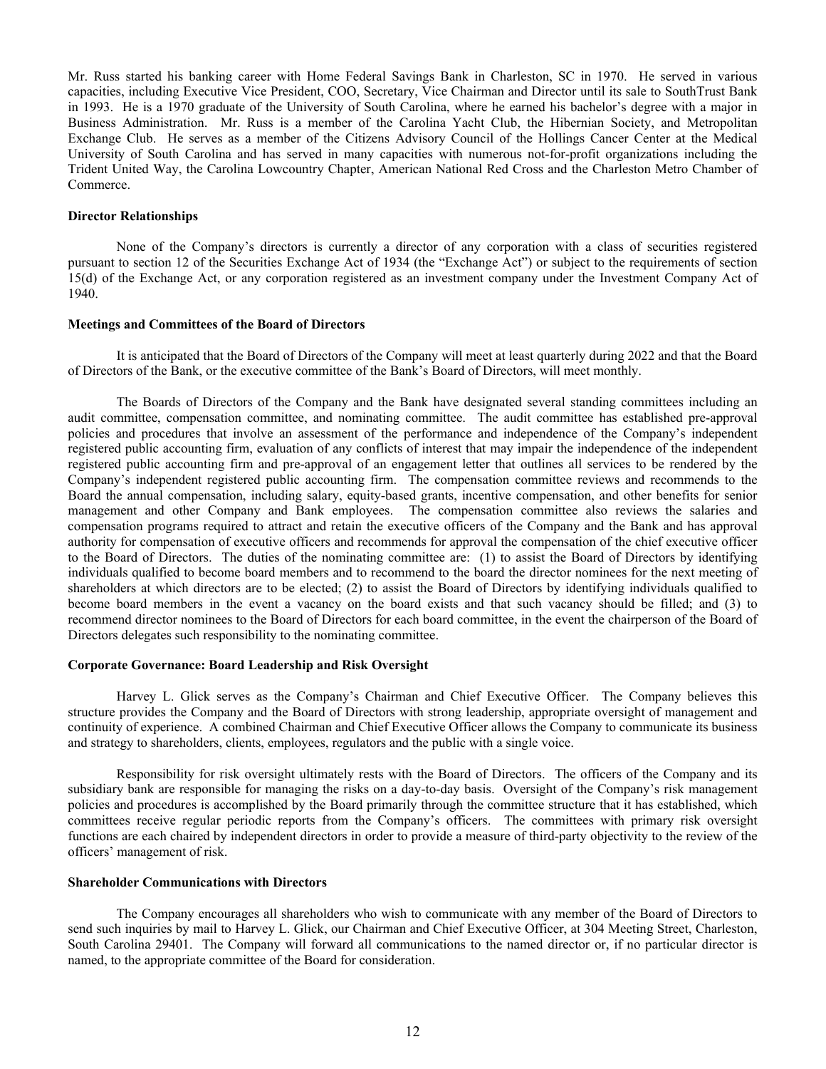Mr. Russ started his banking career with Home Federal Savings Bank in Charleston, SC in 1970. He served in various capacities, including Executive Vice President, COO, Secretary, Vice Chairman and Director until its sale to SouthTrust Bank in 1993. He is a 1970 graduate of the University of South Carolina, where he earned his bachelor's degree with a major in Business Administration. Mr. Russ is a member of the Carolina Yacht Club, the Hibernian Society, and Metropolitan Exchange Club. He serves as a member of the Citizens Advisory Council of the Hollings Cancer Center at the Medical University of South Carolina and has served in many capacities with numerous not-for-profit organizations including the Trident United Way, the Carolina Lowcountry Chapter, American National Red Cross and the Charleston Metro Chamber of Commerce.

**Director Relationships**

None of the Company's directors is currently a director of any corporation with a class of securities registered pursuant to section 12 of the Securities Exchange Act of 1934 (the "Exchange Act") or subject to the requirements of section 15(d) of the Exchange Act, or any corporation registered as an investment company under the Investment Company Act of 1940.

**Meetings and Committees of the Board of Directors**

It is anticipated that the Board of Directors of the Company will meet at least quarterly during 2022 and that the Board of Directors of the Bank, or the executive committee of the Bank's Board of Directors, will meet monthly.

The Boards of Directors of the Company and the Bank have designated several standing committees including an audit committee, compensation committee, and nominating committee. The audit committee has established pre-approval policies and procedures that involve an assessment of the performance and independence of the Company's independent registered public accounting firm, evaluation of any conflicts of interest that may impair the independence of the independent registered public accounting firm and pre-approval of an engagement letter that outlines all services to be rendered by the Company's independent registered public accounting firm. The compensation committee reviews and recommends to the Board the annual compensation, including salary, equity-based grants, incentive compensation, and other benefits for senior management and other Company and Bank employees. The compensation committee also reviews the salaries and compensation programs required to attract and retain the executive officers of the Company and the Bank and has approval authority for compensation of executive officers and recommends for approval the compensation of the chief executive officer to the Board of Directors. The duties of the nominating committee are: (1) to assist the Board of Directors by identifying individuals qualified to become board members and to recommend to the board the director nominees for the next meeting of shareholders at which directors are to be elected; (2) to assist the Board of Directors by identifying individuals qualified to become board members in the event a vacancy on the board exists and that such vacancy should be filled; and (3) to recommend director nominees to the Board of Directors for each board committee, in the event the chairperson of the Board of Directors delegates such responsibility to the nominating committee.

**Corporate Governance: Board Leadership and Risk Oversight**

Harvey L. Glick serves as the Company's Chairman and Chief Executive Officer. The Company believes this structure provides the Company and the Board of Directors with strong leadership, appropriate oversight of management and continuity of experience. A combined Chairman and Chief Executive Officer allows the Company to communicate its business and strategy to shareholders, clients, employees, regulators and the public with a single voice.

Responsibility for risk oversight ultimately rests with the Board of Directors. The officers of the Company and its subsidiary bank are responsible for managing the risks on a day-to-day basis. Oversight of the Company's risk management policies and procedures is accomplished by the Board primarily through the committee structure that it has established, which committees receive regular periodic reports from the Company's officers. The committees with primary risk oversight functions are each chaired by independent directors in order to provide a measure of third-party objectivity to the review of the officers' management of risk.

**Shareholder Communications with Directors**

The Company encourages all shareholders who wish to communicate with any member of the Board of Directors to send such inquiries by mail to Harvey L. Glick, our Chairman and Chief Executive Officer, at 304 Meeting Street, Charleston, South Carolina 29401. The Company will forward all communications to the named director or, if no particular director is named, to the appropriate committee of the Board for consideration.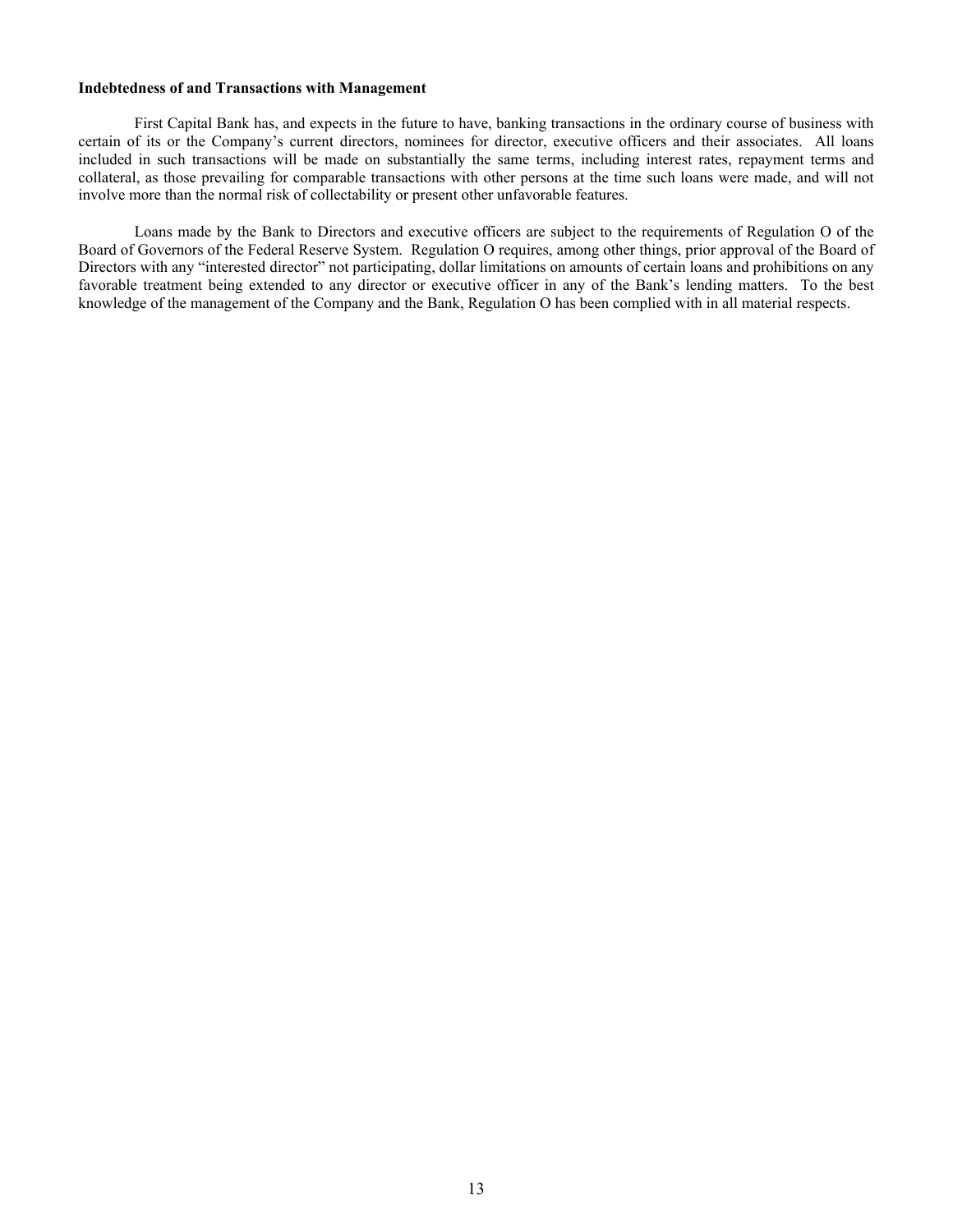**Indebtedness of and Transactions with Management**

First Capital Bank has, and expects in the future to have, banking transactions in the ordinary course of business with certain of its or the Company's current directors, nominees for director, executive officers and their associates. All loans included in such transactions will be made on substantially the same terms, including interest rates, repayment terms and collateral, as those prevailing for comparable transactions with other persons at the time such loans were made, and will not involve more than the normal risk of collectability or present other unfavorable features.

Loans made by the Bank to Directors and executive officers are subject to the requirements of Regulation O of the Board of Governors of the Federal Reserve System. Regulation O requires, among other things, prior approval of the Board of Directors with any "interested director" not participating, dollar limitations on amounts of certain loans and prohibitions on any favorable treatment being extended to any director or executive officer in any of the Bank's lending matters. To the best knowledge of the management of the Company and the Bank, Regulation O has been complied with in all material respects.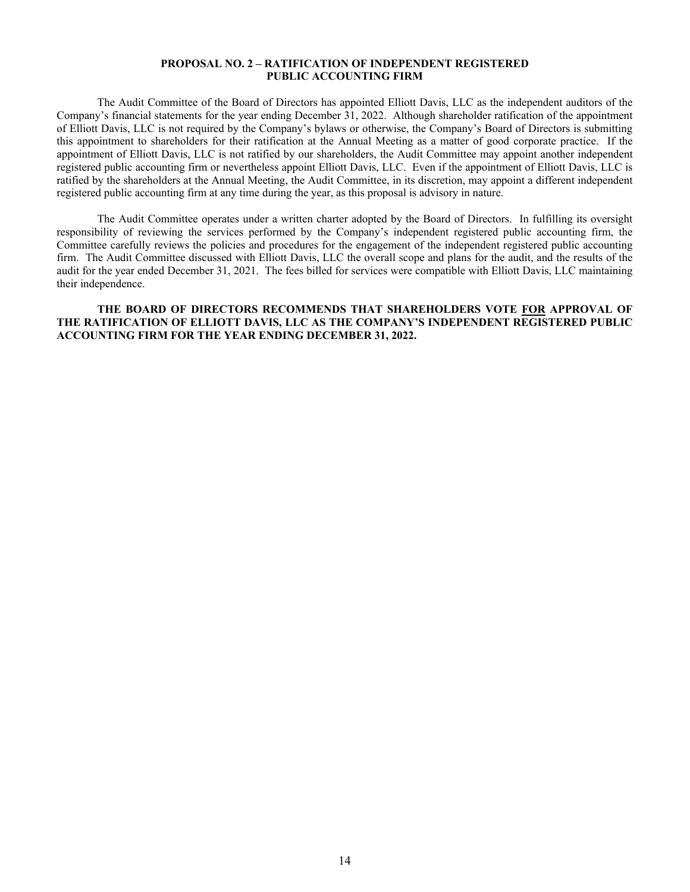## PROPOSAL NO. 2 – RATIFICATION OF INDEPENDENT REGISTERED PUBLIC ACCOUNTING FIRM

The Audit Committee of the Board of Directors has appointed Elliott Davis, LLC as the independent auditors of the Company's financial statements for the year ending December 31, 2022. Although shareholder ratification of the appointment of Elliott Davis, LLC is not required by the Company's bylaws or otherwise, the Company's Board of Directors is submitting this appointment to shareholders for their ratification at the Annual Meeting as a matter of good corporate practice. If the appointment of Elliott Davis, LLC is not ratified by our shareholders, the Audit Committee may appoint another independent registered public accounting firm or nevertheless appoint Elliott Davis, LLC. Even if the appointment of Elliott Davis, LLC is ratified by the shareholders at the Annual Meeting, the Audit Committee, in its discretion, may appoint a different independent registered public accounting firm at any time during the year, as this proposal is advisory in nature.

The Audit Committee operates under a written charter adopted by the Board of Directors. In fulfilling its oversight responsibility of reviewing the services performed by the Company's independent registered public accounting firm, the Committee carefully reviews the policies and procedures for the engagement of the independent registered public accounting firm. The Audit Committee discussed with Elliott Davis, LLC the overall scope and plans for the audit, and the results of the audit for the year ended December 31, 2021. The fees billed for services were compatible with Elliott Davis, LLC maintaining their independence.

**THE BOARD OF DIRECTORS RECOMMENDS THAT SHAREHOLDERS VOTE <u>FOR</u> APPROVAL OF THE RATIFICATION OF ELLIOTT DAVIS, LLC AS THE COMPANY'S INDEPENDENT REGISTERED PUBLIC ACCOUNTING FIRM FOR THE YEAR ENDING DECEMBER 31, 2022.**